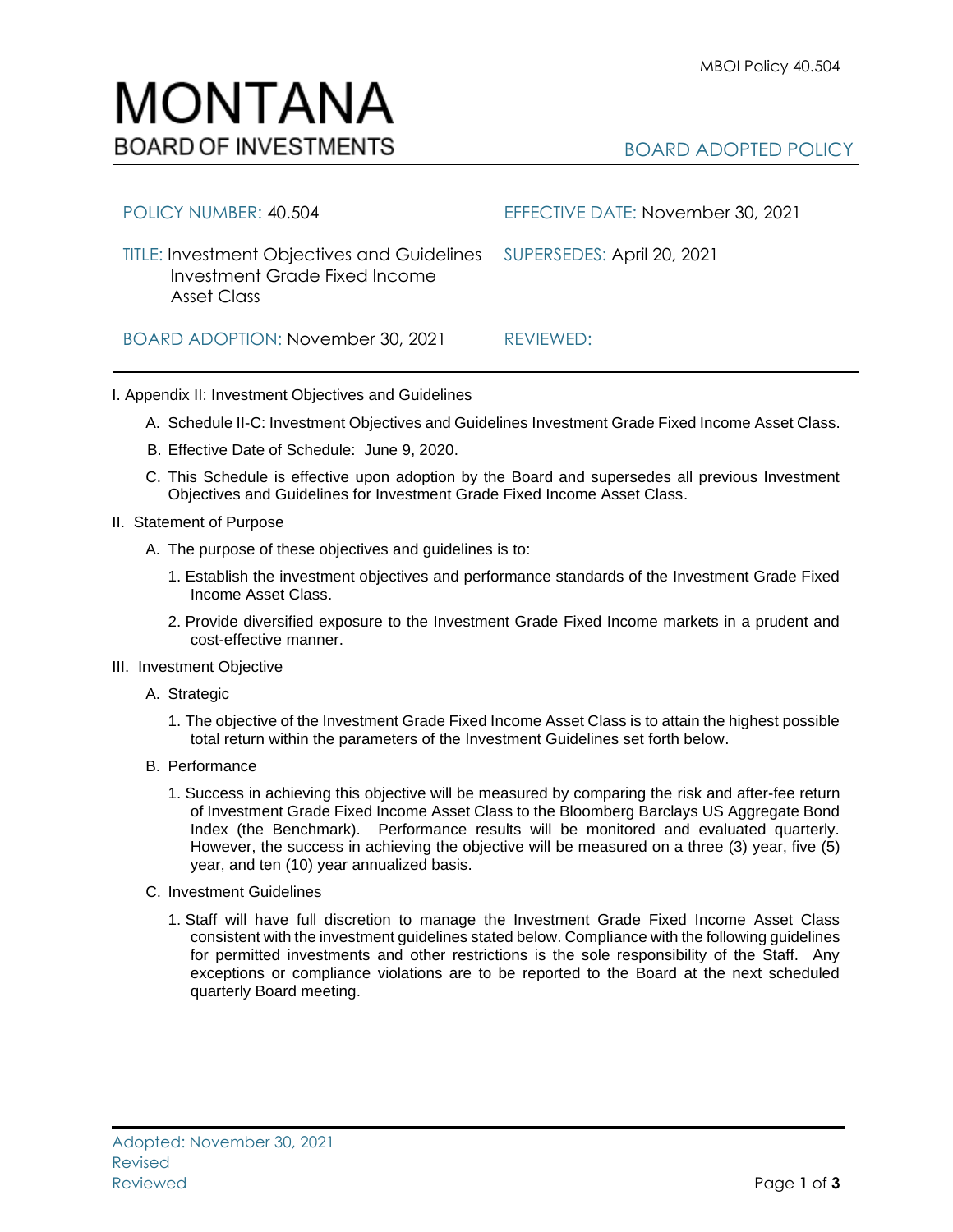MBOI Policy 40.504

# MONTANA
## BOARD OF INVESTMENTS

BOARD ADOPTED POLICY

| | |
|---|---|
| POLICY NUMBER: 40.504 | EFFECTIVE DATE: November 30, 2021 |
| TITLE: Investment Objectives and Guidelines Investment Grade Fixed Income Asset Class | SUPERSEDES: April 20, 2021 |
| BOARD ADOPTION: November 30, 2021 | REVIEWED: |

I. Appendix II: Investment Objectives and Guidelines

A. Schedule II-C: Investment Objectives and Guidelines Investment Grade Fixed Income Asset Class.

B. Effective Date of Schedule: June 9, 2020.

C. This Schedule is effective upon adoption by the Board and supersedes all previous Investment Objectives and Guidelines for Investment Grade Fixed Income Asset Class.

II. Statement of Purpose

A. The purpose of these objectives and guidelines is to:

1. Establish the investment objectives and performance standards of the Investment Grade Fixed Income Asset Class.

2. Provide diversified exposure to the Investment Grade Fixed Income markets in a prudent and cost-effective manner.

III. Investment Objective

A. Strategic

1. The objective of the Investment Grade Fixed Income Asset Class is to attain the highest possible total return within the parameters of the Investment Guidelines set forth below.

B. Performance

1. Success in achieving this objective will be measured by comparing the risk and after-fee return of Investment Grade Fixed Income Asset Class to the Bloomberg Barclays US Aggregate Bond Index (the Benchmark). Performance results will be monitored and evaluated quarterly. However, the success in achieving the objective will be measured on a three (3) year, five (5) year, and ten (10) year annualized basis.

C. Investment Guidelines

1. Staff will have full discretion to manage the Investment Grade Fixed Income Asset Class consistent with the investment guidelines stated below. Compliance with the following guidelines for permitted investments and other restrictions is the sole responsibility of the Staff. Any exceptions or compliance violations are to be reported to the Board at the next scheduled quarterly Board meeting.

Adopted: November 30, 2021
Revised
Reviewed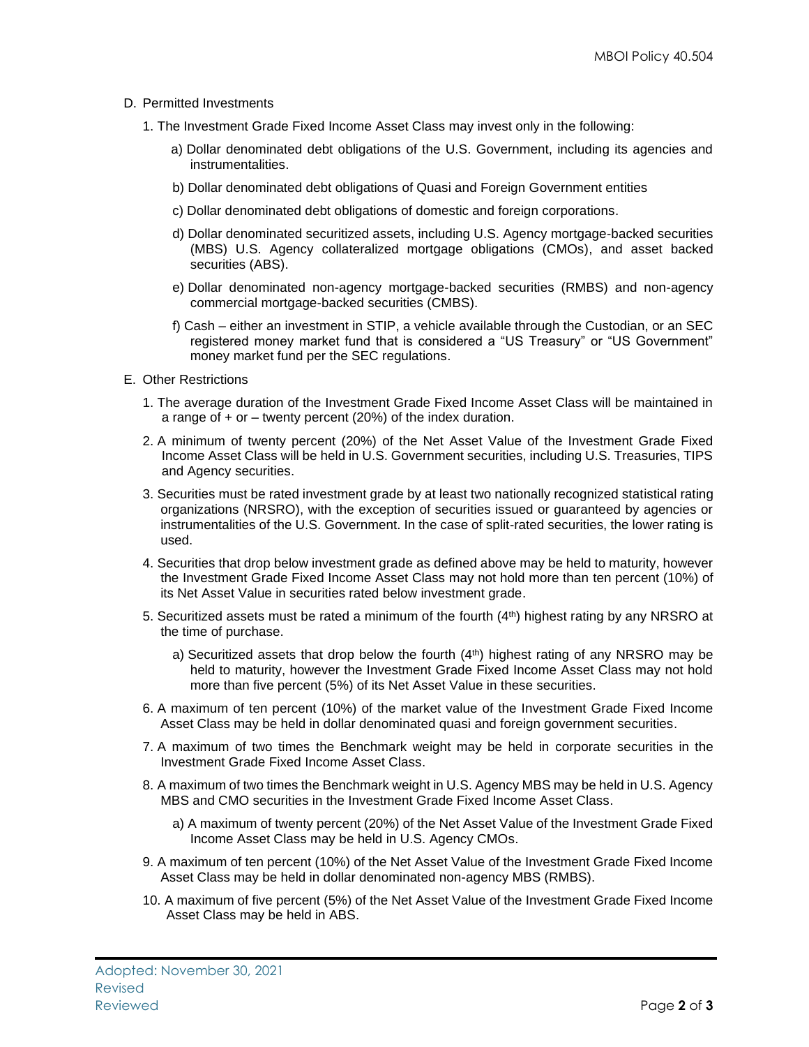D. Permitted Investments

1. The Investment Grade Fixed Income Asset Class may invest only in the following:

   a) Dollar denominated debt obligations of the U.S. Government, including its agencies and instrumentalities.

   b) Dollar denominated debt obligations of Quasi and Foreign Government entities

   c) Dollar denominated debt obligations of domestic and foreign corporations.

   d) Dollar denominated securitized assets, including U.S. Agency mortgage-backed securities (MBS) U.S. Agency collateralized mortgage obligations (CMOs), and asset backed securities (ABS).

   e) Dollar denominated non-agency mortgage-backed securities (RMBS) and non-agency commercial mortgage-backed securities (CMBS).

   f) Cash – either an investment in STIP, a vehicle available through the Custodian, or an SEC registered money market fund that is considered a "US Treasury" or "US Government" money market fund per the SEC regulations.

E. Other Restrictions

1. The average duration of the Investment Grade Fixed Income Asset Class will be maintained in a range of + or – twenty percent (20%) of the index duration.

2. A minimum of twenty percent (20%) of the Net Asset Value of the Investment Grade Fixed Income Asset Class will be held in U.S. Government securities, including U.S. Treasuries, TIPS and Agency securities.

3. Securities must be rated investment grade by at least two nationally recognized statistical rating organizations (NRSRO), with the exception of securities issued or guaranteed by agencies or instrumentalities of the U.S. Government. In the case of split-rated securities, the lower rating is used.

4. Securities that drop below investment grade as defined above may be held to maturity, however the Investment Grade Fixed Income Asset Class may not hold more than ten percent (10%) of its Net Asset Value in securities rated below investment grade.

5. Securitized assets must be rated a minimum of the fourth (4th) highest rating by any NRSRO at the time of purchase.

   a) Securitized assets that drop below the fourth (4th) highest rating of any NRSRO may be held to maturity, however the Investment Grade Fixed Income Asset Class may not hold more than five percent (5%) of its Net Asset Value in these securities.

6. A maximum of ten percent (10%) of the market value of the Investment Grade Fixed Income Asset Class may be held in dollar denominated quasi and foreign government securities.

7. A maximum of two times the Benchmark weight may be held in corporate securities in the Investment Grade Fixed Income Asset Class.

8. A maximum of two times the Benchmark weight in U.S. Agency MBS may be held in U.S. Agency MBS and CMO securities in the Investment Grade Fixed Income Asset Class.

   a) A maximum of twenty percent (20%) of the Net Asset Value of the Investment Grade Fixed Income Asset Class may be held in U.S. Agency CMOs.

9. A maximum of ten percent (10%) of the Net Asset Value of the Investment Grade Fixed Income Asset Class may be held in dollar denominated non-agency MBS (RMBS).

10. A maximum of five percent (5%) of the Net Asset Value of the Investment Grade Fixed Income Asset Class may be held in ABS.

Adopted: November 30, 2021
Revised
Reviewed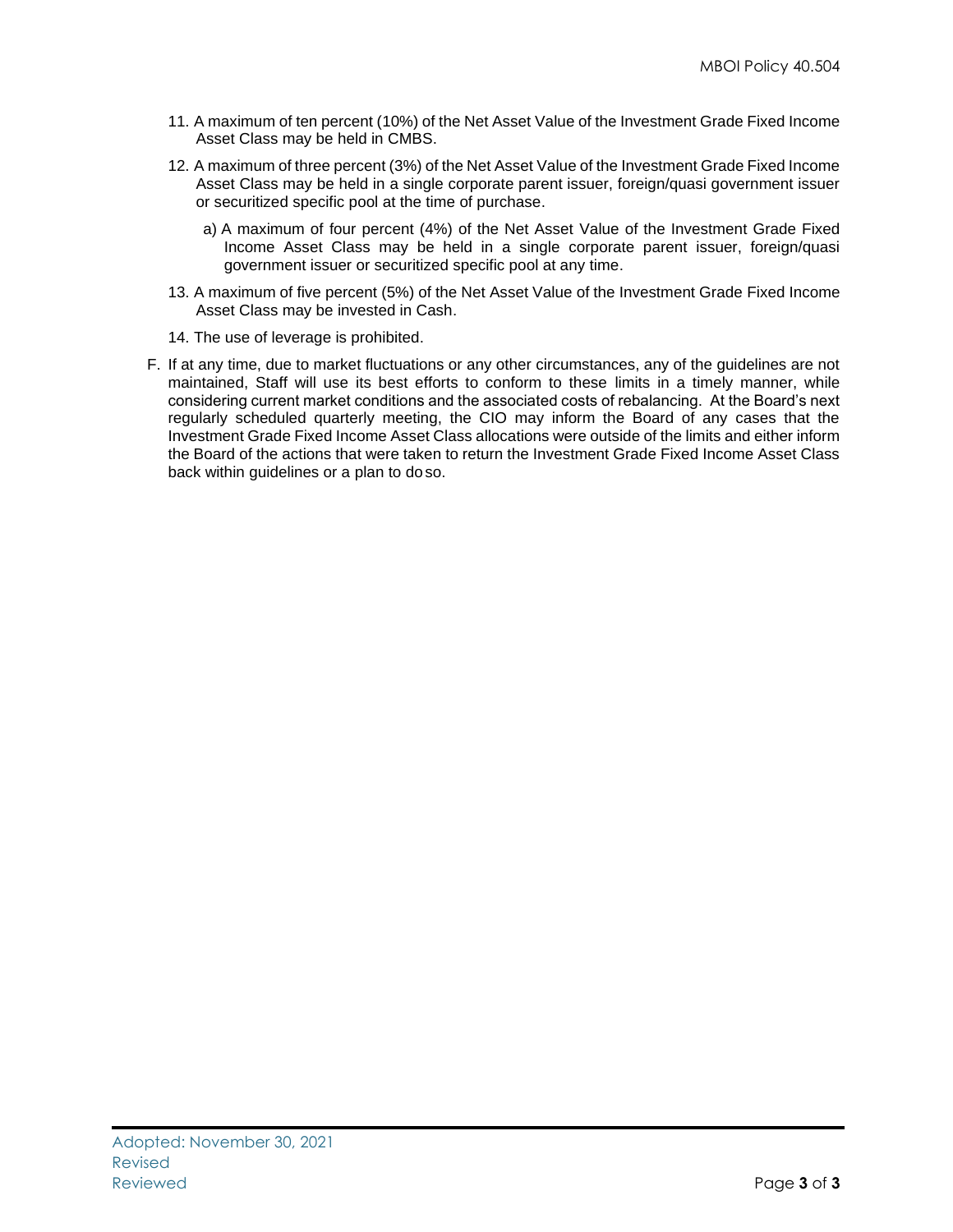11. A maximum of ten percent (10%) of the Net Asset Value of the Investment Grade Fixed Income Asset Class may be held in CMBS.

12. A maximum of three percent (3%) of the Net Asset Value of the Investment Grade Fixed Income Asset Class may be held in a single corporate parent issuer, foreign/quasi government issuer or securitized specific pool at the time of purchase.

    a) A maximum of four percent (4%) of the Net Asset Value of the Investment Grade Fixed Income Asset Class may be held in a single corporate parent issuer, foreign/quasi government issuer or securitized specific pool at any time.

13. A maximum of five percent (5%) of the Net Asset Value of the Investment Grade Fixed Income Asset Class may be invested in Cash.

14. The use of leverage is prohibited.

F. If at any time, due to market fluctuations or any other circumstances, any of the guidelines are not maintained, Staff will use its best efforts to conform to these limits in a timely manner, while considering current market conditions and the associated costs of rebalancing. At the Board's next regularly scheduled quarterly meeting, the CIO may inform the Board of any cases that the Investment Grade Fixed Income Asset Class allocations were outside of the limits and either inform the Board of the actions that were taken to return the Investment Grade Fixed Income Asset Class back within guidelines or a plan to do so.

Adopted: November 30, 2021
Revised
Reviewed